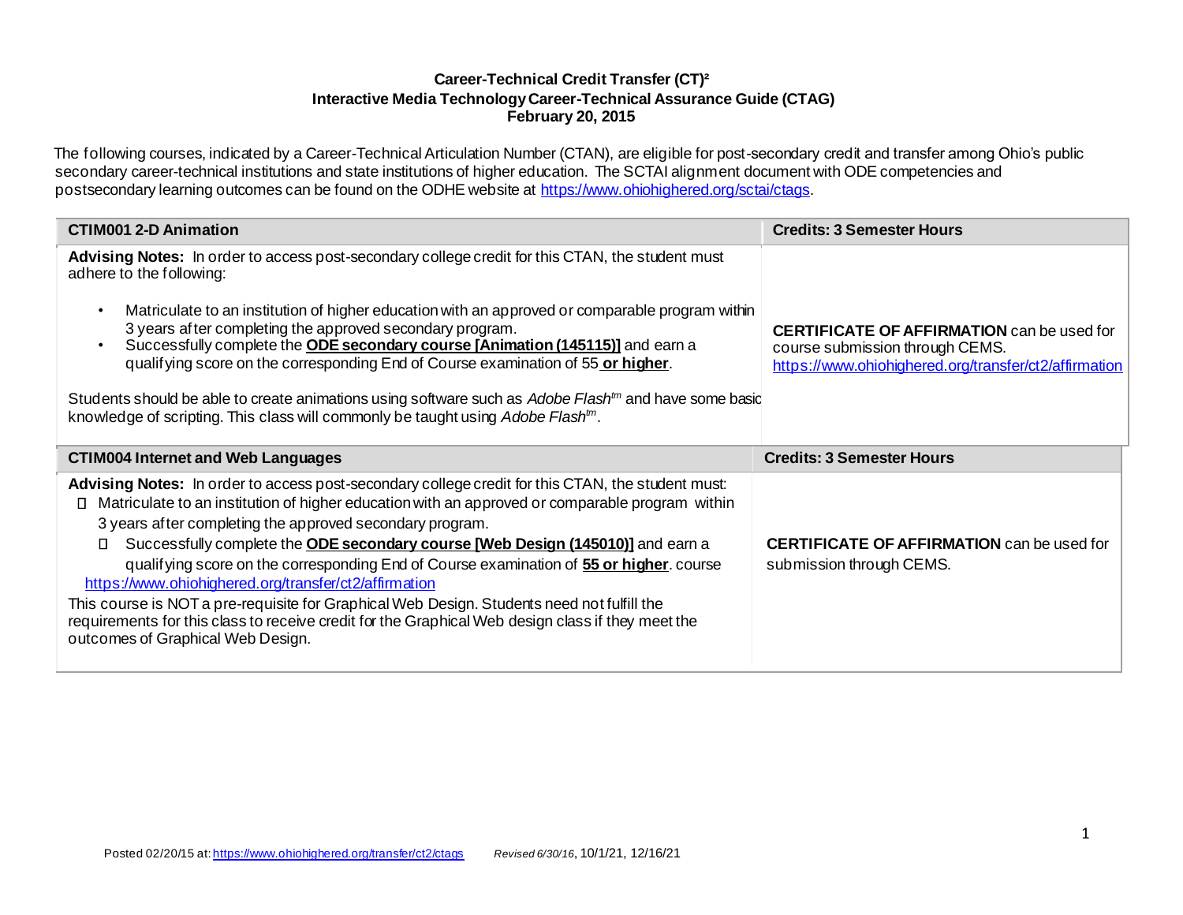**Career-Technical Credit Transfer (CT)²**
**Interactive Media Technology Career-Technical Assurance Guide (CTAG)**
**February 20, 2015**

The following courses, indicated by a Career-Technical Articulation Number (CTAN), are eligible for post-secondary credit and transfer among Ohio's public secondary career-technical institutions and state institutions of higher education. The SCTAI alignment document with ODE competencies and postsecondary learning outcomes can be found on the ODHE website at https://www.ohiohighered.org/sctai/ctags.

| **CTIM001 2-D Animation** | **Credits: 3 Semester Hours** |
|---|---|
| **Advising Notes:** In order to access post-secondary college credit for this CTAN, the student must adhere to the following:<br>• Matriculate to an institution of higher education with an approved or comparable program within 3 years after completing the approved secondary program.<br>• Successfully complete the **ODE secondary course [Animation (145115)]** and earn a qualifying score on the corresponding End of Course examination of 55 **or higher**.<br><br>Students should be able to create animations using software such as *Adobe Flash™* and have some basic knowledge of scripting. This class will commonly be taught using *Adobe Flash™*. | **CERTIFICATE OF AFFIRMATION** can be used for course submission through CEMS. https://www.ohiohighered.org/transfer/ct2/affirmation |

| **CTIM004 Internet and Web Languages** | **Credits: 3 Semester Hours** |
|---|---|
| **Advising Notes:** In order to access post-secondary college credit for this CTAN, the student must:<br>• Matriculate to an institution of higher education with an approved or comparable program within 3 years after completing the approved secondary program.<br>• Successfully complete the **ODE secondary course [Web Design (145010)]** and earn a qualifying score on the corresponding End of Course examination of **55 or higher**. course https://www.ohiohighered.org/transfer/ct2/affirmation<br>This course is NOT a pre-requisite for Graphical Web Design. Students need not fulfill the requirements for this class to receive credit for the Graphical Web design class if they meet the outcomes of Graphical Web Design. | **CERTIFICATE OF AFFIRMATION** can be used for submission through CEMS. |

Posted 02/20/15 at: https://www.ohiohighered.org/transfer/ct2/ctags *Revised 6/30/16*, 10/1/21, 12/16/21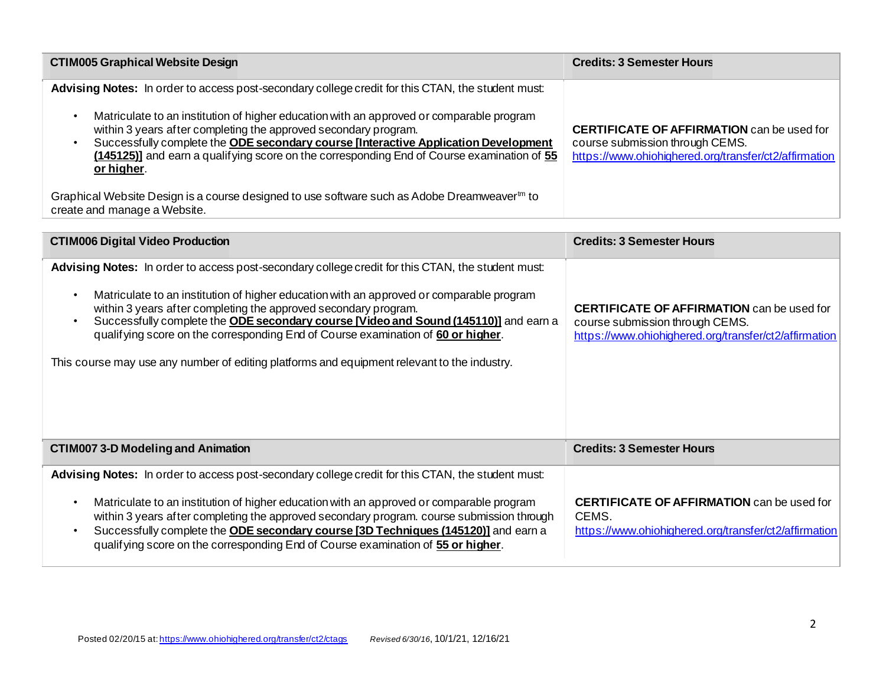| CTIM005 Graphical Website Design | Credits: 3 Semester Hours |
|---|---|
| **Advising Notes:** In order to access post-secondary college credit for this CTAN, the student must:<br><br>• Matriculate to an institution of higher education with an approved or comparable program within 3 years after completing the approved secondary program.<br>• Successfully complete the **ODE secondary course [Interactive Application Development (145125)]** and earn a qualifying score on the corresponding End of Course examination of **55 or higher**.<br><br>Graphical Website Design is a course designed to use software such as Adobe Dreamweaver™ to create and manage a Website. | **CERTIFICATE OF AFFIRMATION** can be used for course submission through CEMS. https://www.ohiohighered.org/transfer/ct2/affirmation |

| CTIM006 Digital Video Production | Credits: 3 Semester Hours |
|---|---|
| **Advising Notes:** In order to access post-secondary college credit for this CTAN, the student must:<br><br>• Matriculate to an institution of higher education with an approved or comparable program within 3 years after completing the approved secondary program.<br>• Successfully complete the **ODE secondary course [Video and Sound (145110)]** and earn a qualifying score on the corresponding End of Course examination of **60 or higher**.<br><br>This course may use any number of editing platforms and equipment relevant to the industry. | **CERTIFICATE OF AFFIRMATION** can be used for course submission through CEMS. https://www.ohiohighered.org/transfer/ct2/affirmation |

| CTIM007 3-D Modeling and Animation | Credits: 3 Semester Hours |
|---|---|
| **Advising Notes:** In order to access post-secondary college credit for this CTAN, the student must:<br><br>• Matriculate to an institution of higher education with an approved or comparable program within 3 years after completing the approved secondary program. course submission through<br>• Successfully complete the **ODE secondary course [3D Techniques (145120)]** and earn a qualifying score on the corresponding End of Course examination of **55 or higher**. | **CERTIFICATE OF AFFIRMATION** can be used for CEMS. https://www.ohiohighered.org/transfer/ct2/affirmation |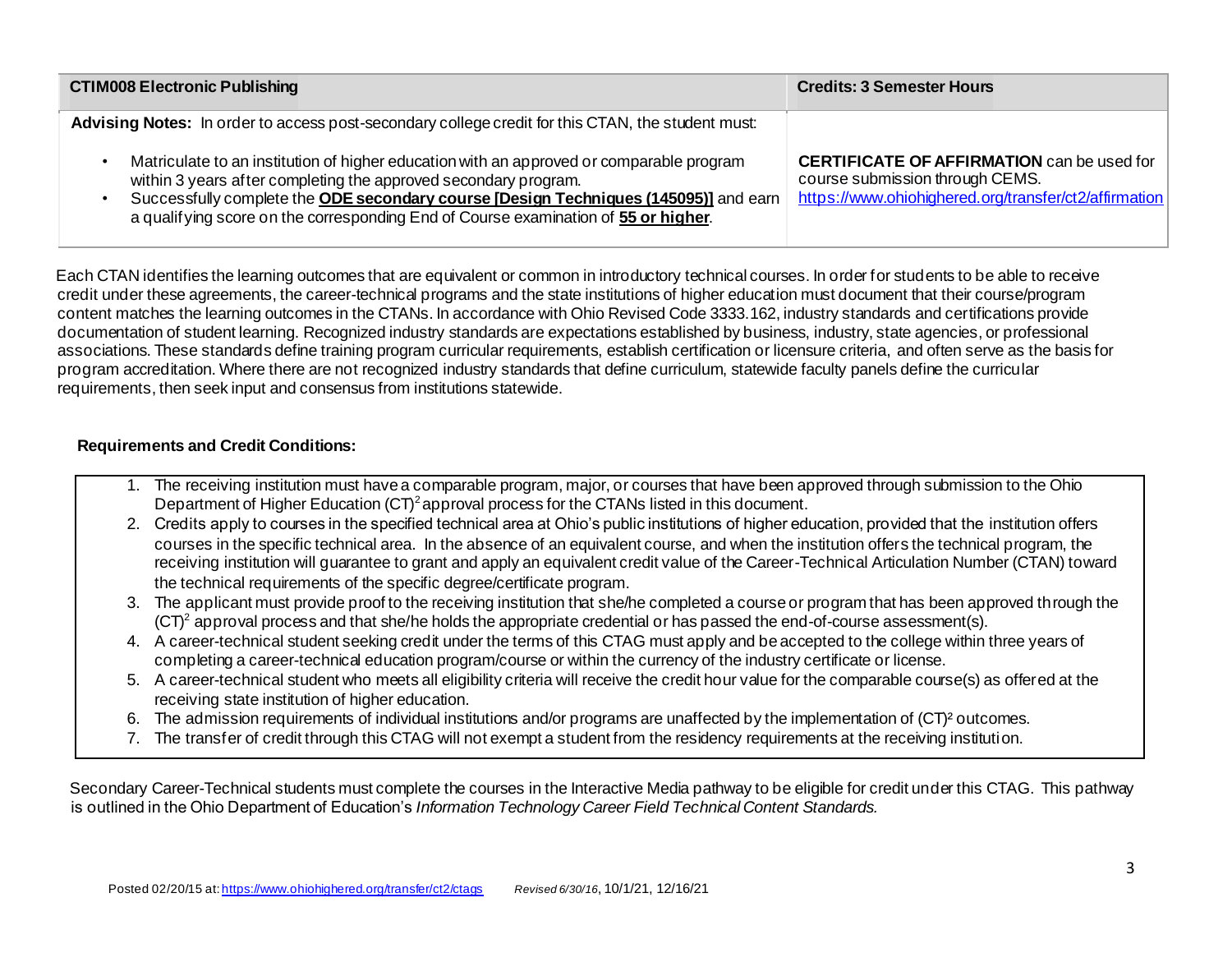| **CTIM008 Electronic Publishing** | **Credits: 3 Semester Hours** |
|---|---|
| **Advising Notes:** In order to access post-secondary college credit for this CTAN, the student must:<br><br>• Matriculate to an institution of higher education with an approved or comparable program within 3 years after completing the approved secondary program.<br>• Successfully complete the **ODE secondary course [Design Techniques (145095)]** and earn a qualifying score on the corresponding End of Course examination of **55 or higher**. | **CERTIFICATE OF AFFIRMATION** can be used for course submission through CEMS. https://www.ohiohighered.org/transfer/ct2/affirmation |

Each CTAN identifies the learning outcomes that are equivalent or common in introductory technical courses. In order for students to be able to receive credit under these agreements, the career-technical programs and the state institutions of higher education must document that their course/program content matches the learning outcomes in the CTANs. In accordance with Ohio Revised Code 3333.162, industry standards and certifications provide documentation of student learning. Recognized industry standards are expectations established by business, industry, state agencies, or professional associations. These standards define training program curricular requirements, establish certification or licensure criteria, and often serve as the basis for program accreditation. Where there are not recognized industry standards that define curriculum, statewide faculty panels define the curricular requirements, then seek input and consensus from institutions statewide.

**Requirements and Credit Conditions:**

1. The receiving institution must have a comparable program, major, or courses that have been approved through submission to the Ohio Department of Higher Education $(CT)^2$ approval process for the CTANs listed in this document.
2. Credits apply to courses in the specified technical area at Ohio's public institutions of higher education, provided that the institution offers courses in the specific technical area. In the absence of an equivalent course, and when the institution offers the technical program, the receiving institution will guarantee to grant and apply an equivalent credit value of the Career-Technical Articulation Number (CTAN) toward the technical requirements of the specific degree/certificate program.
3. The applicant must provide proof to the receiving institution that she/he completed a course or program that has been approved through the $(CT)^2$ approval process and that she/he holds the appropriate credential or has passed the end-of-course assessment(s).
4. A career-technical student seeking credit under the terms of this CTAG must apply and be accepted to the college within three years of completing a career-technical education program/course or within the currency of the industry certificate or license.
5. A career-technical student who meets all eligibility criteria will receive the credit hour value for the comparable course(s) as offered at the receiving state institution of higher education.
6. The admission requirements of individual institutions and/or programs are unaffected by the implementation of $(CT)^2$ outcomes.
7. The transfer of credit through this CTAG will not exempt a student from the residency requirements at the receiving institution.

Secondary Career-Technical students must complete the courses in the Interactive Media pathway to be eligible for credit under this CTAG. This pathway is outlined in the Ohio Department of Education's *Information Technology Career Field Technical Content Standards.*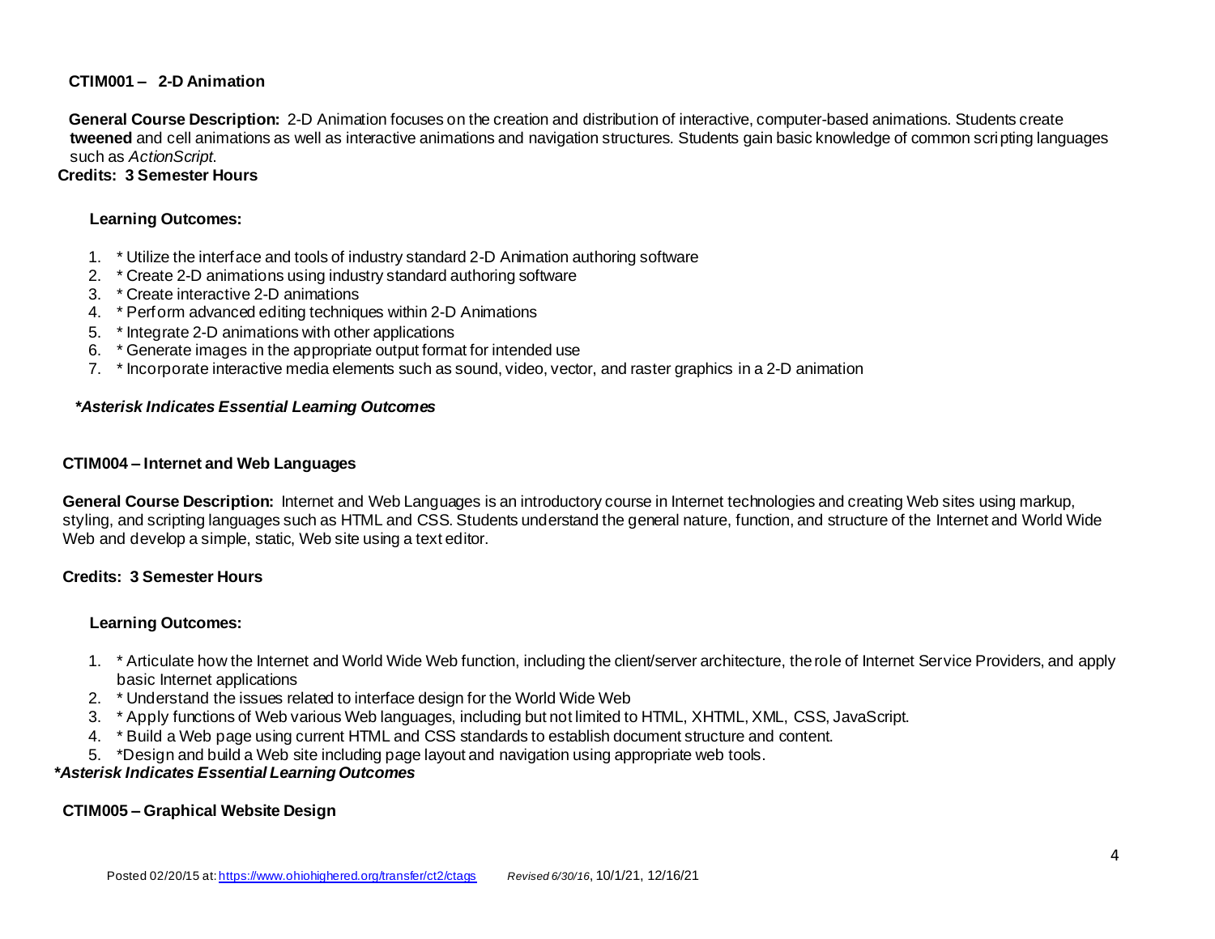**CTIM001 – 2-D Animation**

**General Course Description:** 2-D Animation focuses on the creation and distribution of interactive, computer-based animations. Students create **tweened** and cell animations as well as interactive animations and navigation structures. Students gain basic knowledge of common scripting languages such as *ActionScript*.

**Credits: 3 Semester Hours**

**Learning Outcomes:**

1. * Utilize the interface and tools of industry standard 2-D Animation authoring software
2. * Create 2-D animations using industry standard authoring software
3. * Create interactive 2-D animations
4. * Perform advanced editing techniques within 2-D Animations
5. * Integrate 2-D animations with other applications
6. * Generate images in the appropriate output format for intended use
7. * Incorporate interactive media elements such as sound, video, vector, and raster graphics in a 2-D animation

***Asterisk Indicates Essential Learning Outcomes***

**CTIM004 – Internet and Web Languages**

**General Course Description:** Internet and Web Languages is an introductory course in Internet technologies and creating Web sites using markup, styling, and scripting languages such as HTML and CSS. Students understand the general nature, function, and structure of the Internet and World Wide Web and develop a simple, static, Web site using a text editor.

**Credits: 3 Semester Hours**

**Learning Outcomes:**

1. * Articulate how the Internet and World Wide Web function, including the client/server architecture, the role of Internet Service Providers, and apply basic Internet applications
2. * Understand the issues related to interface design for the World Wide Web
3. * Apply functions of Web various Web languages, including but not limited to HTML, XHTML, XML, CSS, JavaScript.
4. * Build a Web page using current HTML and CSS standards to establish document structure and content.
5. *Design and build a Web site including page layout and navigation using appropriate web tools.

***Asterisk Indicates Essential Learning Outcomes***

**CTIM005 – Graphical Website Design**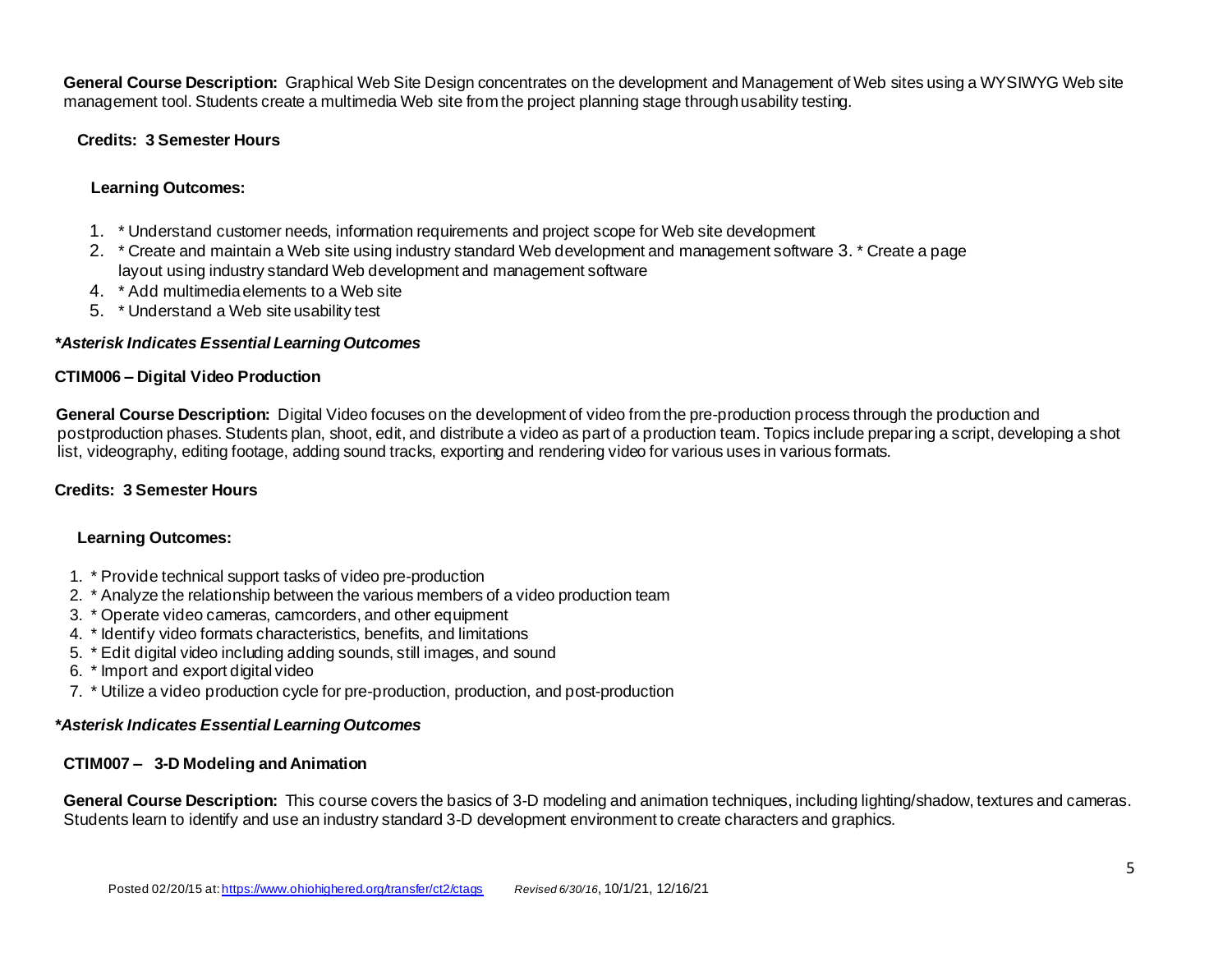**General Course Description:** Graphical Web Site Design concentrates on the development and Management of Web sites using a WYSIWYG Web site management tool. Students create a multimedia Web site from the project planning stage through usability testing.

**Credits: 3 Semester Hours**

**Learning Outcomes:**

1. * Understand customer needs, information requirements and project scope for Web site development
2. * Create and maintain a Web site using industry standard Web development and management software
3. * Create a page layout using industry standard Web development and management software
4. * Add multimedia elements to a Web site
5. * Understand a Web site usability test

***Asterisk Indicates Essential Learning Outcomes***

**CTIM006 – Digital Video Production**

**General Course Description:** Digital Video focuses on the development of video from the pre-production process through the production and postproduction phases. Students plan, shoot, edit, and distribute a video as part of a production team. Topics include preparing a script, developing a shot list, videography, editing footage, adding sound tracks, exporting and rendering video for various uses in various formats.

**Credits: 3 Semester Hours**

**Learning Outcomes:**

1. * Provide technical support tasks of video pre-production
2. * Analyze the relationship between the various members of a video production team
3. * Operate video cameras, camcorders, and other equipment
4. * Identify video formats characteristics, benefits, and limitations
5. * Edit digital video including adding sounds, still images, and sound
6. * Import and export digital video
7. * Utilize a video production cycle for pre-production, production, and post-production

***Asterisk Indicates Essential Learning Outcomes***

**CTIM007 – 3-D Modeling and Animation**

**General Course Description:** This course covers the basics of 3-D modeling and animation techniques, including lighting/shadow, textures and cameras. Students learn to identify and use an industry standard 3-D development environment to create characters and graphics.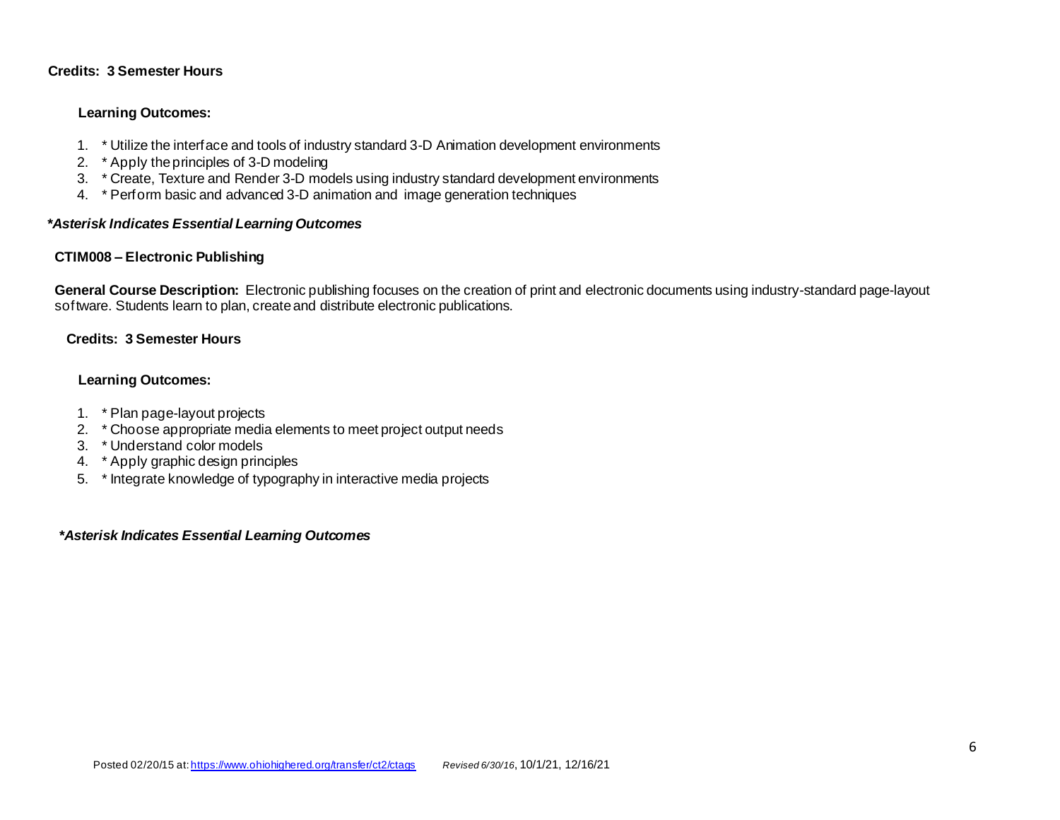**Credits: 3 Semester Hours**

**Learning Outcomes:**

1. * Utilize the interface and tools of industry standard 3-D Animation development environments
2. * Apply the principles of 3-D modeling
3. * Create, Texture and Render 3-D models using industry standard development environments
4. * Perform basic and advanced 3-D animation and image generation techniques

***Asterisk Indicates Essential Learning Outcomes***

**CTIM008 – Electronic Publishing**

**General Course Description:** Electronic publishing focuses on the creation of print and electronic documents using industry-standard page-layout software. Students learn to plan, create and distribute electronic publications.

**Credits: 3 Semester Hours**

**Learning Outcomes:**

1. * Plan page-layout projects
2. * Choose appropriate media elements to meet project output needs
3. * Understand color models
4. * Apply graphic design principles
5. * Integrate knowledge of typography in interactive media projects

***Asterisk Indicates Essential Learning Outcomes***

Posted 02/20/15 at: https://www.ohiohighered.org/transfer/ct2/ctags *Revised 6/30/16*, 10/1/21, 12/16/21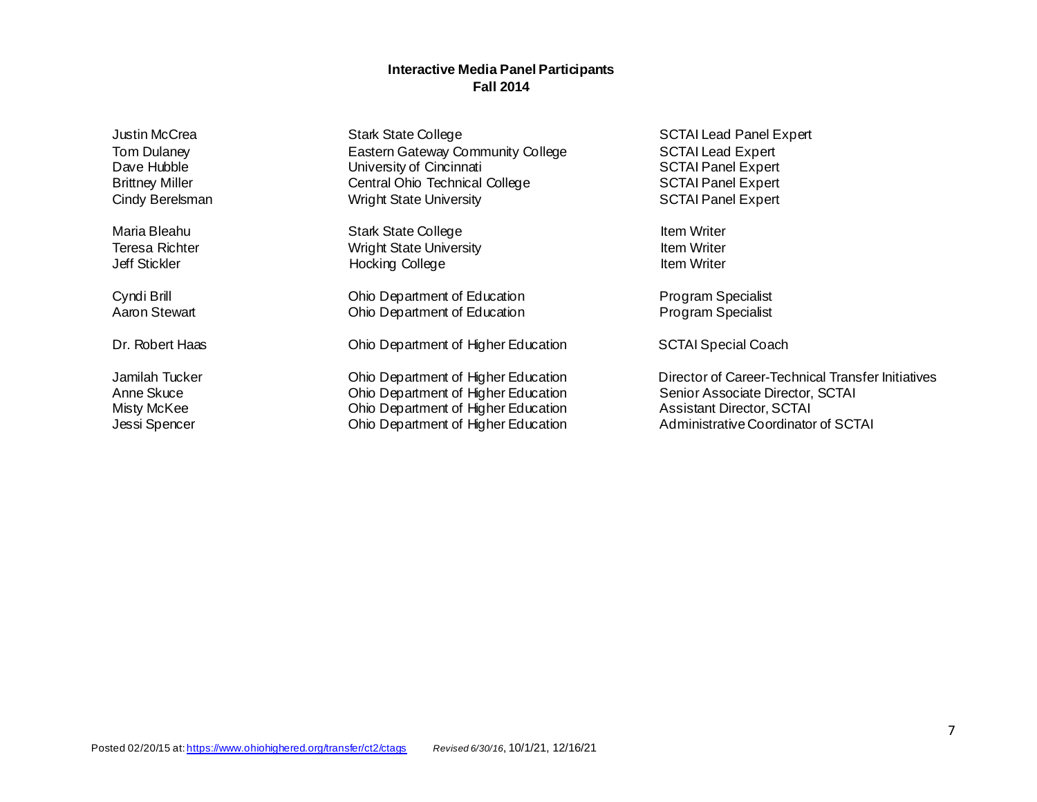**Interactive Media Panel Participants**
**Fall 2014**

| | | |
|---|---|---|
| Justin McCrea | Stark State College | SCTAI Lead Panel Expert |
| Tom Dulaney | Eastern Gateway Community College | SCTAI Lead Expert |
| Dave Hubble | University of Cincinnati | SCTAI Panel Expert |
| Brittney Miller | Central Ohio Technical College | SCTAI Panel Expert |
| Cindy Berelsman | Wright State University | SCTAI Panel Expert |
| Maria Bleahu | Stark State College | Item Writer |
| Teresa Richter | Wright State University | Item Writer |
| Jeff Stickler | Hocking College | Item Writer |
| Cyndi Brill | Ohio Department of Education | Program Specialist |
| Aaron Stewart | Ohio Department of Education | Program Specialist |
| Dr. Robert Haas | Ohio Department of Higher Education | SCTAI Special Coach |
| Jamilah Tucker | Ohio Department of Higher Education | Director of Career-Technical Transfer Initiatives |
| Anne Skuce | Ohio Department of Higher Education | Senior Associate Director, SCTAI |
| Misty McKee | Ohio Department of Higher Education | Assistant Director, SCTAI |
| Jessi Spencer | Ohio Department of Higher Education | Administrative Coordinator of SCTAI |

Posted 02/20/15 at: https://www.ohiohighered.org/transfer/ct2/ctags *Revised 6/30/16*, 10/1/21, 12/16/21